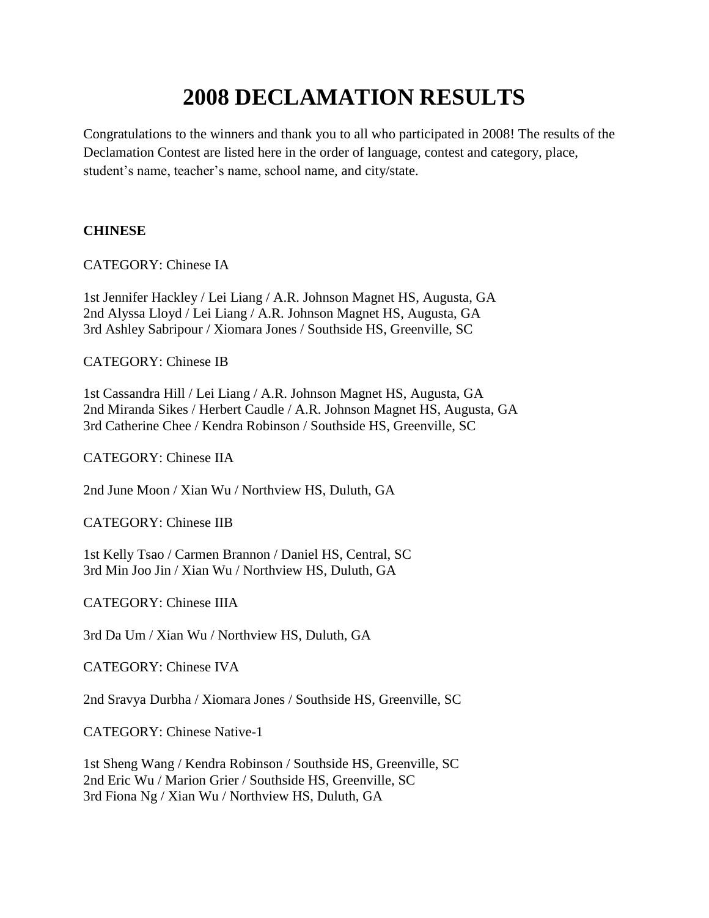# 2008 DECLAMATION RESULTS

Congratulations to the winners and thank you to all who participated in 2008! The results of the Declamation Contest are listed here in the order of language, contest and category, place, student's name, teacher's name, school name, and city/state.

**CHINESE**

CATEGORY: Chinese IA

1st Jennifer Hackley / Lei Liang / A.R. Johnson Magnet HS, Augusta, GA
2nd Alyssa Lloyd / Lei Liang / A.R. Johnson Magnet HS, Augusta, GA
3rd Ashley Sabripour / Xiomara Jones / Southside HS, Greenville, SC

CATEGORY: Chinese IB

1st Cassandra Hill / Lei Liang / A.R. Johnson Magnet HS, Augusta, GA
2nd Miranda Sikes / Herbert Caudle / A.R. Johnson Magnet HS, Augusta, GA
3rd Catherine Chee / Kendra Robinson / Southside HS, Greenville, SC

CATEGORY: Chinese IIA

2nd June Moon / Xian Wu / Northview HS, Duluth, GA

CATEGORY: Chinese IIB

1st Kelly Tsao / Carmen Brannon / Daniel HS, Central, SC
3rd Min Joo Jin / Xian Wu / Northview HS, Duluth, GA

CATEGORY: Chinese IIIA

3rd Da Um / Xian Wu / Northview HS, Duluth, GA

CATEGORY: Chinese IVA

2nd Sravya Durbha / Xiomara Jones / Southside HS, Greenville, SC

CATEGORY: Chinese Native-1

1st Sheng Wang / Kendra Robinson / Southside HS, Greenville, SC
2nd Eric Wu / Marion Grier / Southside HS, Greenville, SC
3rd Fiona Ng / Xian Wu / Northview HS, Duluth, GA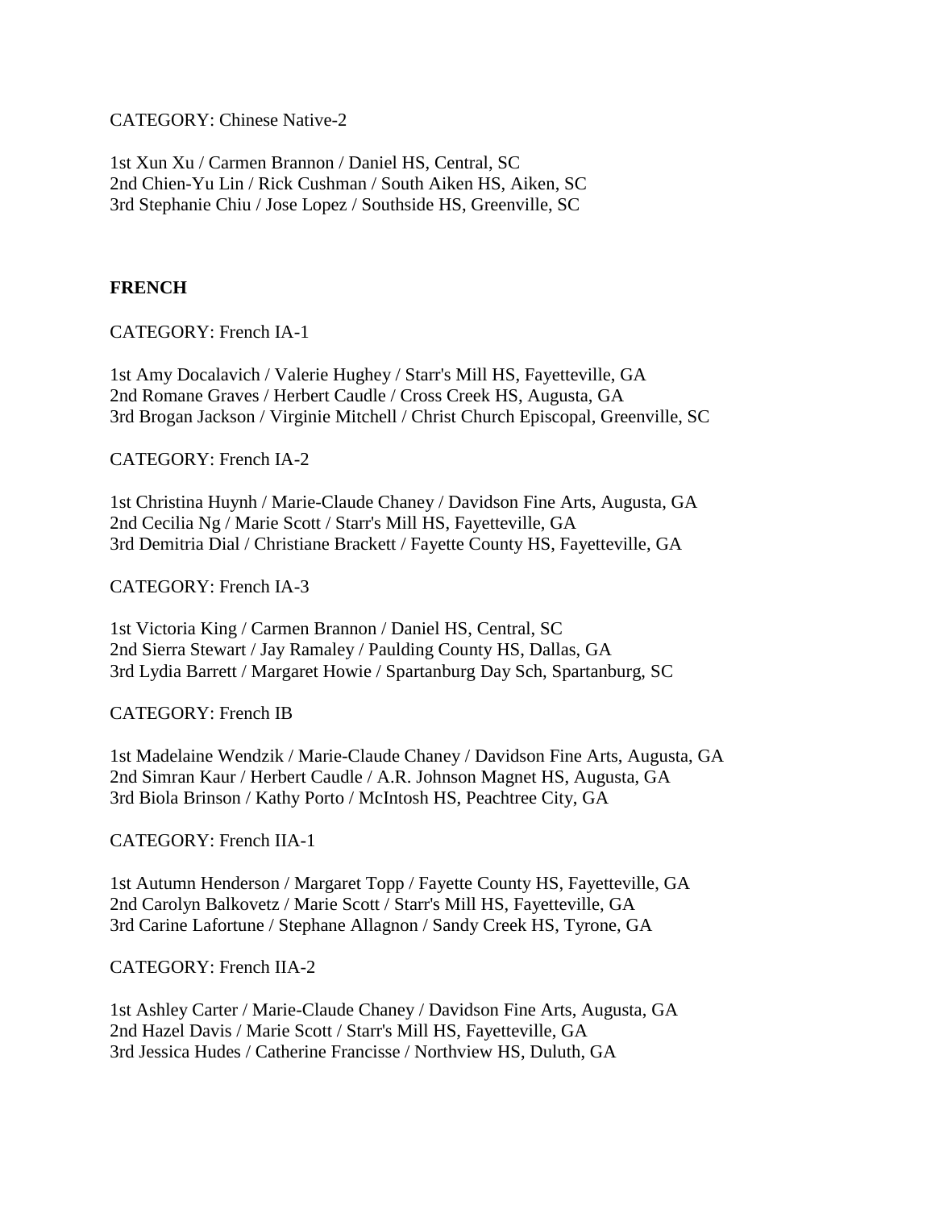CATEGORY: Chinese Native-2

1st Xun Xu / Carmen Brannon / Daniel HS, Central, SC
2nd Chien-Yu Lin / Rick Cushman / South Aiken HS, Aiken, SC
3rd Stephanie Chiu / Jose Lopez / Southside HS, Greenville, SC

**FRENCH**

CATEGORY: French IA-1

1st Amy Docalavich / Valerie Hughey / Starr's Mill HS, Fayetteville, GA
2nd Romane Graves / Herbert Caudle / Cross Creek HS, Augusta, GA
3rd Brogan Jackson / Virginie Mitchell / Christ Church Episcopal, Greenville, SC

CATEGORY: French IA-2

1st Christina Huynh / Marie-Claude Chaney / Davidson Fine Arts, Augusta, GA
2nd Cecilia Ng / Marie Scott / Starr's Mill HS, Fayetteville, GA
3rd Demitria Dial / Christiane Brackett / Fayette County HS, Fayetteville, GA

CATEGORY: French IA-3

1st Victoria King / Carmen Brannon / Daniel HS, Central, SC
2nd Sierra Stewart / Jay Ramaley / Paulding County HS, Dallas, GA
3rd Lydia Barrett / Margaret Howie / Spartanburg Day Sch, Spartanburg, SC

CATEGORY: French IB

1st Madelaine Wendzik / Marie-Claude Chaney / Davidson Fine Arts, Augusta, GA
2nd Simran Kaur / Herbert Caudle / A.R. Johnson Magnet HS, Augusta, GA
3rd Biola Brinson / Kathy Porto / McIntosh HS, Peachtree City, GA

CATEGORY: French IIA-1

1st Autumn Henderson / Margaret Topp / Fayette County HS, Fayetteville, GA
2nd Carolyn Balkovetz / Marie Scott / Starr's Mill HS, Fayetteville, GA
3rd Carine Lafortune / Stephane Allagnon / Sandy Creek HS, Tyrone, GA

CATEGORY: French IIA-2

1st Ashley Carter / Marie-Claude Chaney / Davidson Fine Arts, Augusta, GA
2nd Hazel Davis / Marie Scott / Starr's Mill HS, Fayetteville, GA
3rd Jessica Hudes / Catherine Francisse / Northview HS, Duluth, GA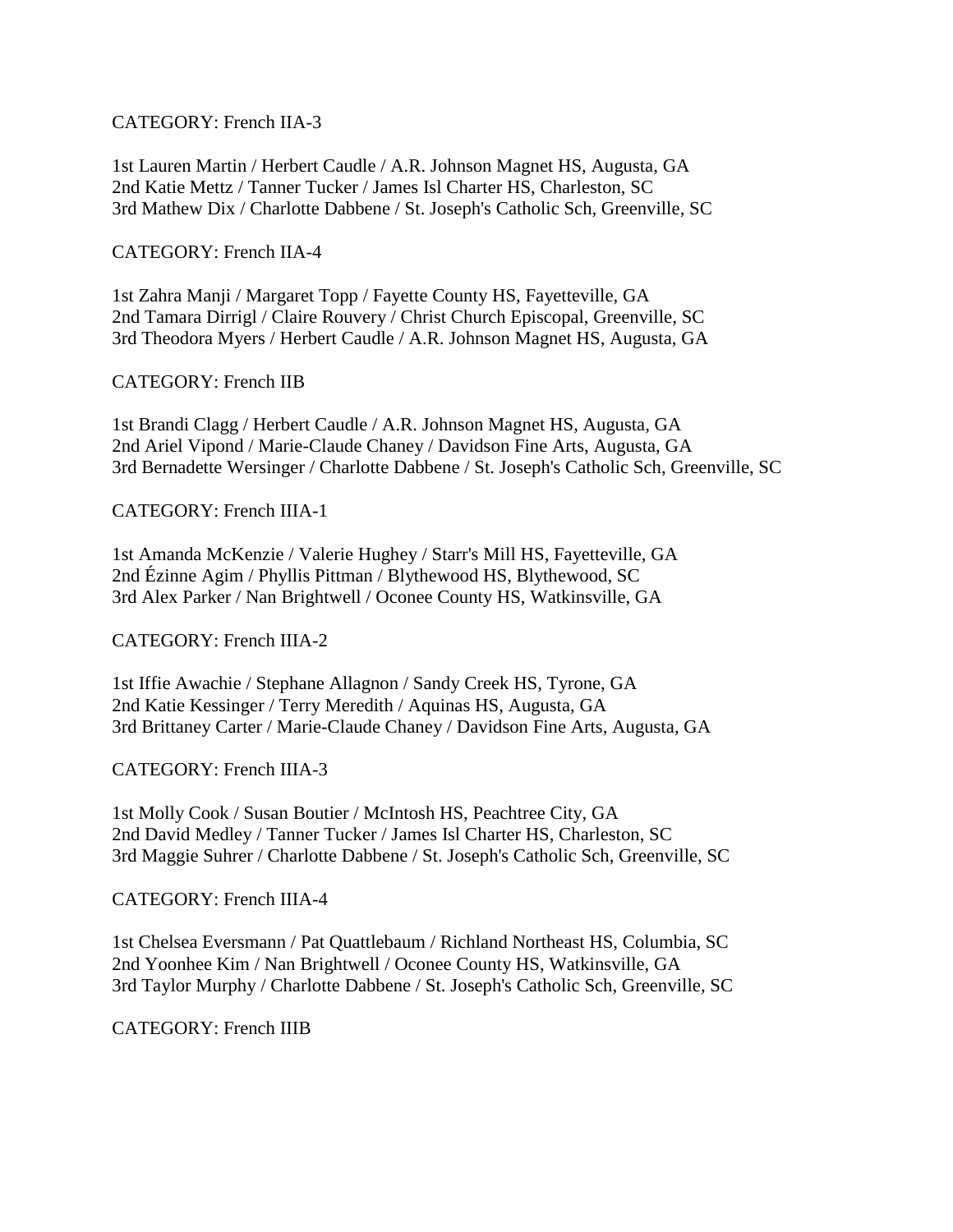CATEGORY: French IIA-3

1st Lauren Martin / Herbert Caudle / A.R. Johnson Magnet HS, Augusta, GA
2nd Katie Mettz / Tanner Tucker / James Isl Charter HS, Charleston, SC
3rd Mathew Dix / Charlotte Dabbene / St. Joseph's Catholic Sch, Greenville, SC

CATEGORY: French IIA-4

1st Zahra Manji / Margaret Topp / Fayette County HS, Fayetteville, GA
2nd Tamara Dirrigl / Claire Rouvery / Christ Church Episcopal, Greenville, SC
3rd Theodora Myers / Herbert Caudle / A.R. Johnson Magnet HS, Augusta, GA

CATEGORY: French IIB

1st Brandi Clagg / Herbert Caudle / A.R. Johnson Magnet HS, Augusta, GA
2nd Ariel Vipond / Marie-Claude Chaney / Davidson Fine Arts, Augusta, GA
3rd Bernadette Wersinger / Charlotte Dabbene / St. Joseph's Catholic Sch, Greenville, SC

CATEGORY: French IIIA-1

1st Amanda McKenzie / Valerie Hughey / Starr's Mill HS, Fayetteville, GA
2nd Ézinne Agim / Phyllis Pittman / Blythewood HS, Blythewood, SC
3rd Alex Parker / Nan Brightwell / Oconee County HS, Watkinsville, GA

CATEGORY: French IIIA-2

1st Iffie Awachie / Stephane Allagnon / Sandy Creek HS, Tyrone, GA
2nd Katie Kessinger / Terry Meredith / Aquinas HS, Augusta, GA
3rd Brittaney Carter / Marie-Claude Chaney / Davidson Fine Arts, Augusta, GA

CATEGORY: French IIIA-3

1st Molly Cook / Susan Boutier / McIntosh HS, Peachtree City, GA
2nd David Medley / Tanner Tucker / James Isl Charter HS, Charleston, SC
3rd Maggie Suhrer / Charlotte Dabbene / St. Joseph's Catholic Sch, Greenville, SC

CATEGORY: French IIIA-4

1st Chelsea Eversmann / Pat Quattlebaum / Richland Northeast HS, Columbia, SC
2nd Yoonhee Kim / Nan Brightwell / Oconee County HS, Watkinsville, GA
3rd Taylor Murphy / Charlotte Dabbene / St. Joseph's Catholic Sch, Greenville, SC

CATEGORY: French IIIB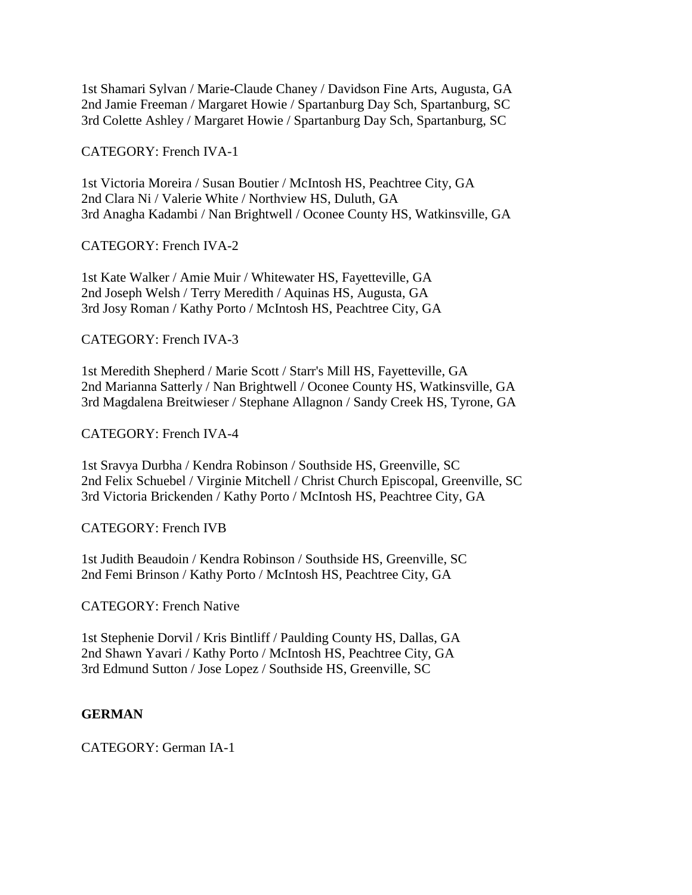1st Shamari Sylvan / Marie-Claude Chaney / Davidson Fine Arts, Augusta, GA
2nd Jamie Freeman / Margaret Howie / Spartanburg Day Sch, Spartanburg, SC
3rd Colette Ashley / Margaret Howie / Spartanburg Day Sch, Spartanburg, SC

CATEGORY: French IVA-1

1st Victoria Moreira / Susan Boutier / McIntosh HS, Peachtree City, GA
2nd Clara Ni / Valerie White / Northview HS, Duluth, GA
3rd Anagha Kadambi / Nan Brightwell / Oconee County HS, Watkinsville, GA

CATEGORY: French IVA-2

1st Kate Walker / Amie Muir / Whitewater HS, Fayetteville, GA
2nd Joseph Welsh / Terry Meredith / Aquinas HS, Augusta, GA
3rd Josy Roman / Kathy Porto / McIntosh HS, Peachtree City, GA

CATEGORY: French IVA-3

1st Meredith Shepherd / Marie Scott / Starr's Mill HS, Fayetteville, GA
2nd Marianna Satterly / Nan Brightwell / Oconee County HS, Watkinsville, GA
3rd Magdalena Breitwieser / Stephane Allagnon / Sandy Creek HS, Tyrone, GA

CATEGORY: French IVA-4

1st Sravya Durbha / Kendra Robinson / Southside HS, Greenville, SC
2nd Felix Schuebel / Virginie Mitchell / Christ Church Episcopal, Greenville, SC
3rd Victoria Brickenden / Kathy Porto / McIntosh HS, Peachtree City, GA

CATEGORY: French IVB

1st Judith Beaudoin / Kendra Robinson / Southside HS, Greenville, SC
2nd Femi Brinson / Kathy Porto / McIntosh HS, Peachtree City, GA

CATEGORY: French Native

1st Stephenie Dorvil / Kris Bintliff / Paulding County HS, Dallas, GA
2nd Shawn Yavari / Kathy Porto / McIntosh HS, Peachtree City, GA
3rd Edmund Sutton / Jose Lopez / Southside HS, Greenville, SC

**GERMAN**

CATEGORY: German IA-1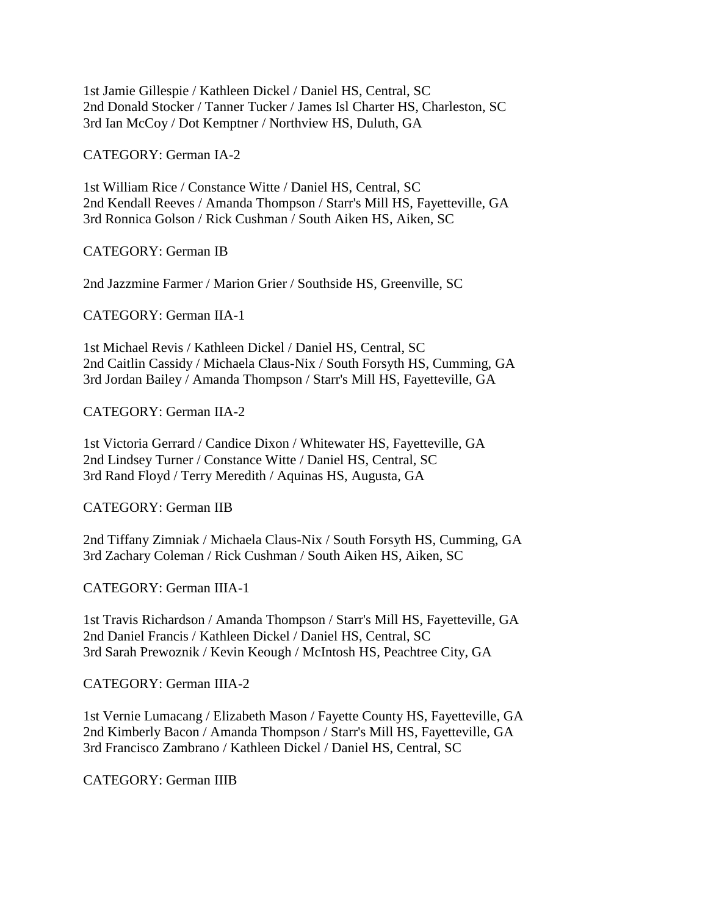1st Jamie Gillespie / Kathleen Dickel / Daniel HS, Central, SC
2nd Donald Stocker / Tanner Tucker / James Isl Charter HS, Charleston, SC
3rd Ian McCoy / Dot Kemptner / Northview HS, Duluth, GA

CATEGORY: German IA-2

1st William Rice / Constance Witte / Daniel HS, Central, SC
2nd Kendall Reeves / Amanda Thompson / Starr's Mill HS, Fayetteville, GA
3rd Ronnica Golson / Rick Cushman / South Aiken HS, Aiken, SC

CATEGORY: German IB

2nd Jazzmine Farmer / Marion Grier / Southside HS, Greenville, SC

CATEGORY: German IIA-1

1st Michael Revis / Kathleen Dickel / Daniel HS, Central, SC
2nd Caitlin Cassidy / Michaela Claus-Nix / South Forsyth HS, Cumming, GA
3rd Jordan Bailey / Amanda Thompson / Starr's Mill HS, Fayetteville, GA

CATEGORY: German IIA-2

1st Victoria Gerrard / Candice Dixon / Whitewater HS, Fayetteville, GA
2nd Lindsey Turner / Constance Witte / Daniel HS, Central, SC
3rd Rand Floyd / Terry Meredith / Aquinas HS, Augusta, GA

CATEGORY: German IIB

2nd Tiffany Zimniak / Michaela Claus-Nix / South Forsyth HS, Cumming, GA
3rd Zachary Coleman / Rick Cushman / South Aiken HS, Aiken, SC

CATEGORY: German IIIA-1

1st Travis Richardson / Amanda Thompson / Starr's Mill HS, Fayetteville, GA
2nd Daniel Francis / Kathleen Dickel / Daniel HS, Central, SC
3rd Sarah Prewoznik / Kevin Keough / McIntosh HS, Peachtree City, GA

CATEGORY: German IIIA-2

1st Vernie Lumacang / Elizabeth Mason / Fayette County HS, Fayetteville, GA
2nd Kimberly Bacon / Amanda Thompson / Starr's Mill HS, Fayetteville, GA
3rd Francisco Zambrano / Kathleen Dickel / Daniel HS, Central, SC

CATEGORY: German IIIB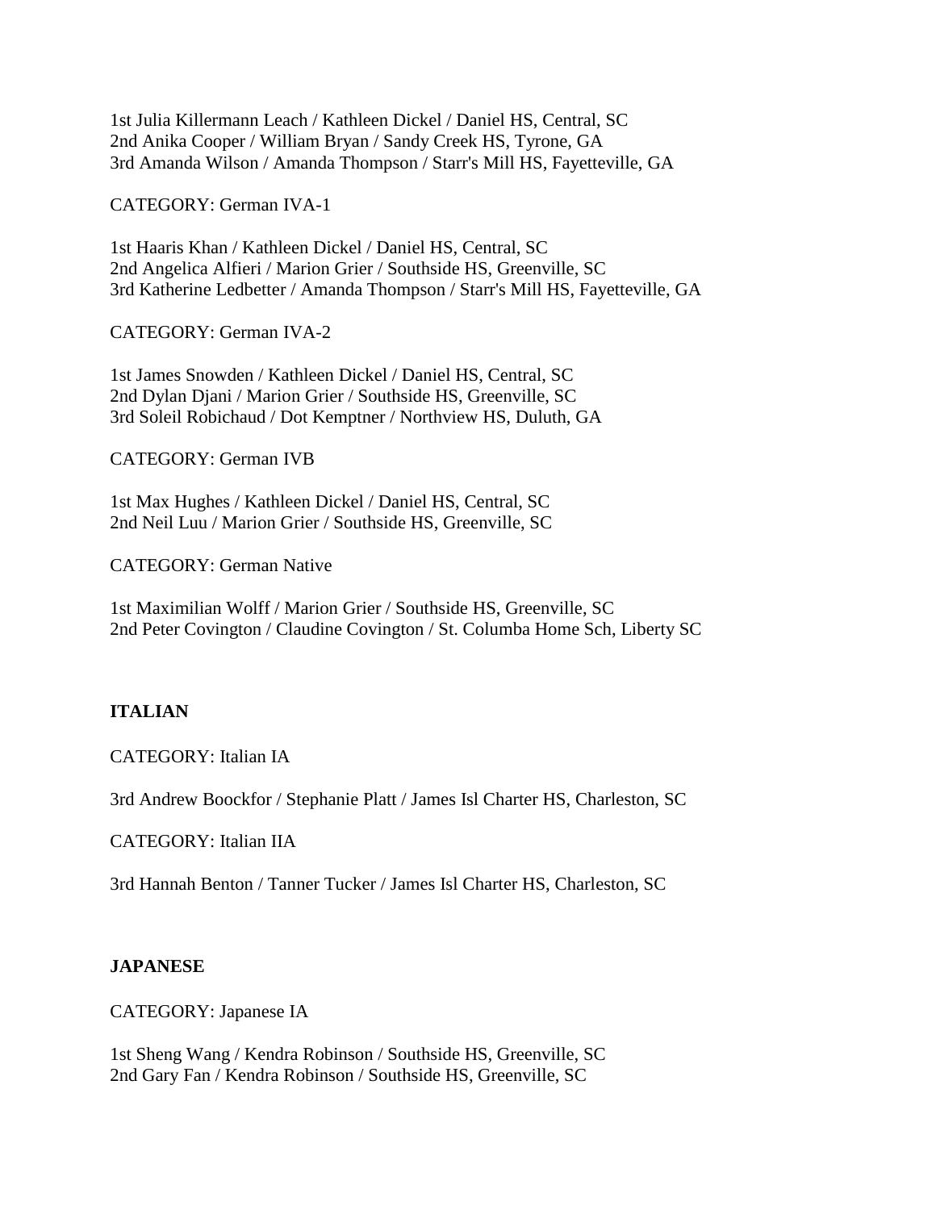1st Julia Killermann Leach / Kathleen Dickel / Daniel HS, Central, SC
2nd Anika Cooper / William Bryan / Sandy Creek HS, Tyrone, GA
3rd Amanda Wilson / Amanda Thompson / Starr's Mill HS, Fayetteville, GA

CATEGORY: German IVA-1

1st Haaris Khan / Kathleen Dickel / Daniel HS, Central, SC
2nd Angelica Alfieri / Marion Grier / Southside HS, Greenville, SC
3rd Katherine Ledbetter / Amanda Thompson / Starr's Mill HS, Fayetteville, GA

CATEGORY: German IVA-2

1st James Snowden / Kathleen Dickel / Daniel HS, Central, SC
2nd Dylan Djani / Marion Grier / Southside HS, Greenville, SC
3rd Soleil Robichaud / Dot Kemptner / Northview HS, Duluth, GA

CATEGORY: German IVB

1st Max Hughes / Kathleen Dickel / Daniel HS, Central, SC
2nd Neil Luu / Marion Grier / Southside HS, Greenville, SC

CATEGORY: German Native

1st Maximilian Wolff / Marion Grier / Southside HS, Greenville, SC
2nd Peter Covington / Claudine Covington / St. Columba Home Sch, Liberty SC

**ITALIAN**

CATEGORY: Italian IA

3rd Andrew Boockfor / Stephanie Platt / James Isl Charter HS, Charleston, SC

CATEGORY: Italian IIA

3rd Hannah Benton / Tanner Tucker / James Isl Charter HS, Charleston, SC

**JAPANESE**

CATEGORY: Japanese IA

1st Sheng Wang / Kendra Robinson / Southside HS, Greenville, SC
2nd Gary Fan / Kendra Robinson / Southside HS, Greenville, SC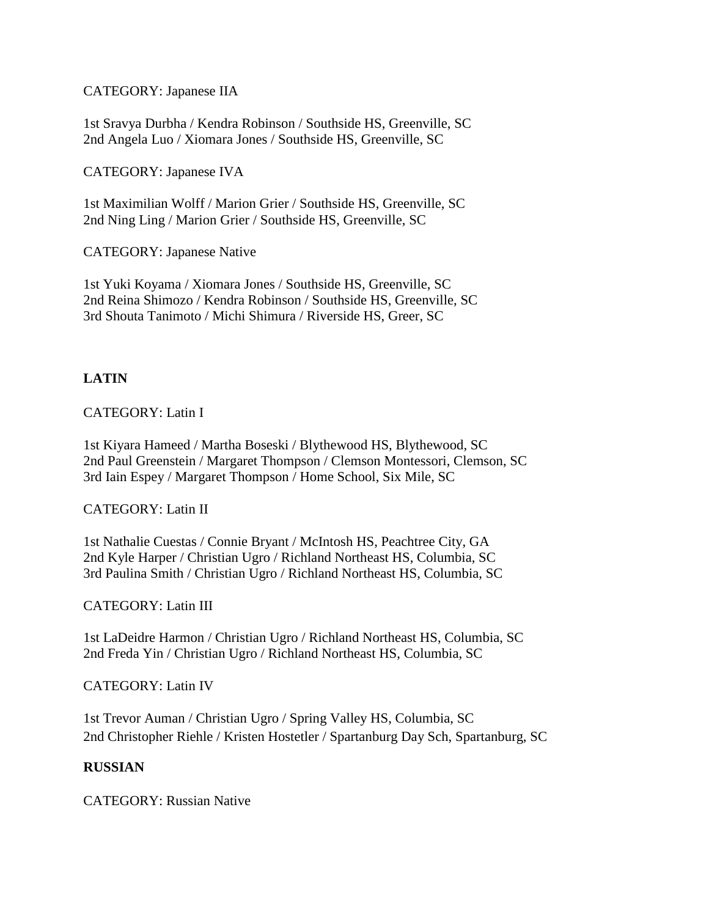CATEGORY: Japanese IIA

1st Sravya Durbha / Kendra Robinson / Southside HS, Greenville, SC
2nd Angela Luo / Xiomara Jones / Southside HS, Greenville, SC

CATEGORY: Japanese IVA

1st Maximilian Wolff / Marion Grier / Southside HS, Greenville, SC
2nd Ning Ling / Marion Grier / Southside HS, Greenville, SC

CATEGORY: Japanese Native

1st Yuki Koyama / Xiomara Jones / Southside HS, Greenville, SC
2nd Reina Shimozo / Kendra Robinson / Southside HS, Greenville, SC
3rd Shouta Tanimoto / Michi Shimura / Riverside HS, Greer, SC

**LATIN**

CATEGORY: Latin I

1st Kiyara Hameed / Martha Boseski / Blythewood HS, Blythewood, SC
2nd Paul Greenstein / Margaret Thompson / Clemson Montessori, Clemson, SC
3rd Iain Espey / Margaret Thompson / Home School, Six Mile, SC

CATEGORY: Latin II

1st Nathalie Cuestas / Connie Bryant / McIntosh HS, Peachtree City, GA
2nd Kyle Harper / Christian Ugro / Richland Northeast HS, Columbia, SC
3rd Paulina Smith / Christian Ugro / Richland Northeast HS, Columbia, SC

CATEGORY: Latin III

1st LaDeidre Harmon / Christian Ugro / Richland Northeast HS, Columbia, SC
2nd Freda Yin / Christian Ugro / Richland Northeast HS, Columbia, SC

CATEGORY: Latin IV

1st Trevor Auman / Christian Ugro / Spring Valley HS, Columbia, SC
2nd Christopher Riehle / Kristen Hostetler / Spartanburg Day Sch, Spartanburg, SC

**RUSSIAN**

CATEGORY: Russian Native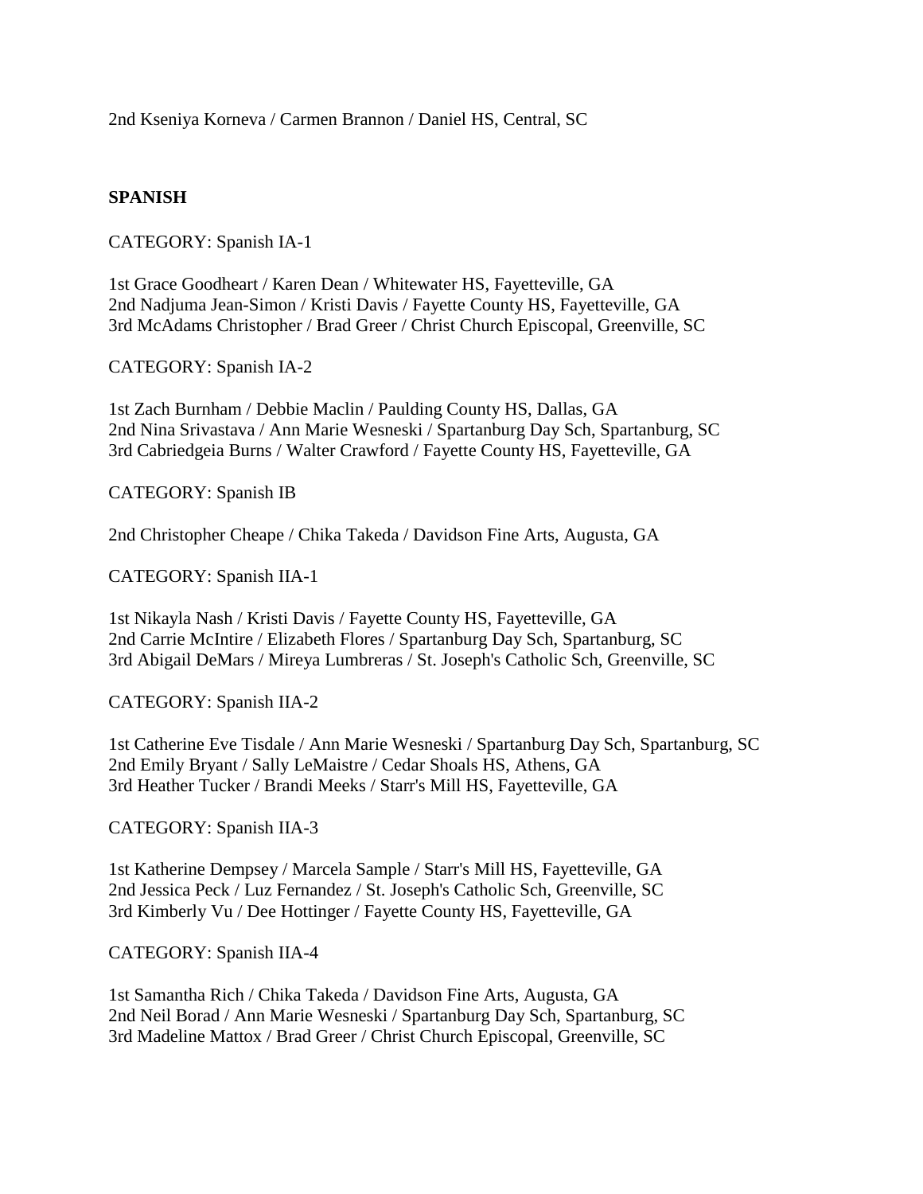2nd Kseniya Korneva / Carmen Brannon / Daniel HS, Central, SC

**SPANISH**

CATEGORY: Spanish IA-1

1st Grace Goodheart / Karen Dean / Whitewater HS, Fayetteville, GA
2nd Nadjuma Jean-Simon / Kristi Davis / Fayette County HS, Fayetteville, GA
3rd McAdams Christopher / Brad Greer / Christ Church Episcopal, Greenville, SC

CATEGORY: Spanish IA-2

1st Zach Burnham / Debbie Maclin / Paulding County HS, Dallas, GA
2nd Nina Srivastava / Ann Marie Wesneski / Spartanburg Day Sch, Spartanburg, SC
3rd Cabriedgeia Burns / Walter Crawford / Fayette County HS, Fayetteville, GA

CATEGORY: Spanish IB

2nd Christopher Cheape / Chika Takeda / Davidson Fine Arts, Augusta, GA

CATEGORY: Spanish IIA-1

1st Nikayla Nash / Kristi Davis / Fayette County HS, Fayetteville, GA
2nd Carrie McIntire / Elizabeth Flores / Spartanburg Day Sch, Spartanburg, SC
3rd Abigail DeMars / Mireya Lumbreras / St. Joseph's Catholic Sch, Greenville, SC

CATEGORY: Spanish IIA-2

1st Catherine Eve Tisdale / Ann Marie Wesneski / Spartanburg Day Sch, Spartanburg, SC
2nd Emily Bryant / Sally LeMaistre / Cedar Shoals HS, Athens, GA
3rd Heather Tucker / Brandi Meeks / Starr's Mill HS, Fayetteville, GA

CATEGORY: Spanish IIA-3

1st Katherine Dempsey / Marcela Sample / Starr's Mill HS, Fayetteville, GA
2nd Jessica Peck / Luz Fernandez / St. Joseph's Catholic Sch, Greenville, SC
3rd Kimberly Vu / Dee Hottinger / Fayette County HS, Fayetteville, GA

CATEGORY: Spanish IIA-4

1st Samantha Rich / Chika Takeda / Davidson Fine Arts, Augusta, GA
2nd Neil Borad / Ann Marie Wesneski / Spartanburg Day Sch, Spartanburg, SC
3rd Madeline Mattox / Brad Greer / Christ Church Episcopal, Greenville, SC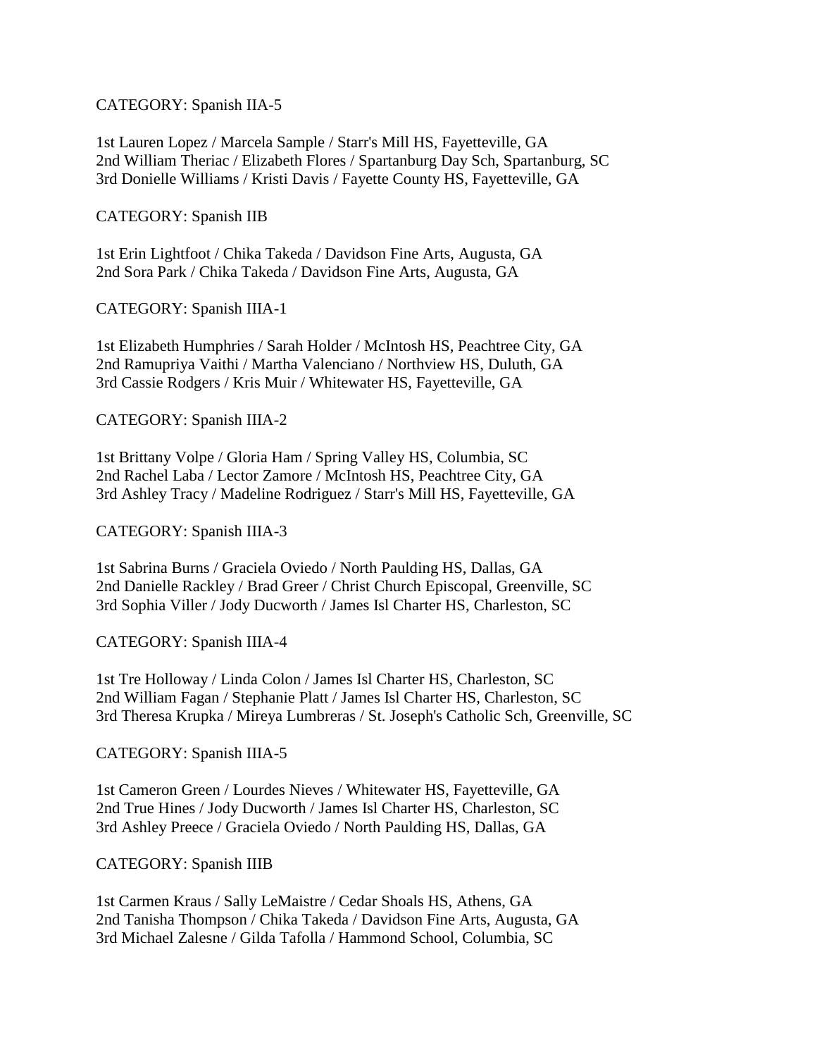CATEGORY: Spanish IIA-5

1st Lauren Lopez / Marcela Sample / Starr's Mill HS, Fayetteville, GA
2nd William Theriac / Elizabeth Flores / Spartanburg Day Sch, Spartanburg, SC
3rd Donielle Williams / Kristi Davis / Fayette County HS, Fayetteville, GA

CATEGORY: Spanish IIB

1st Erin Lightfoot / Chika Takeda / Davidson Fine Arts, Augusta, GA
2nd Sora Park / Chika Takeda / Davidson Fine Arts, Augusta, GA

CATEGORY: Spanish IIIA-1

1st Elizabeth Humphries / Sarah Holder / McIntosh HS, Peachtree City, GA
2nd Ramupriya Vaithi / Martha Valenciano / Northview HS, Duluth, GA
3rd Cassie Rodgers / Kris Muir / Whitewater HS, Fayetteville, GA

CATEGORY: Spanish IIIA-2

1st Brittany Volpe / Gloria Ham / Spring Valley HS, Columbia, SC
2nd Rachel Laba / Lector Zamore / McIntosh HS, Peachtree City, GA
3rd Ashley Tracy / Madeline Rodriguez / Starr's Mill HS, Fayetteville, GA

CATEGORY: Spanish IIIA-3

1st Sabrina Burns / Graciela Oviedo / North Paulding HS, Dallas, GA
2nd Danielle Rackley / Brad Greer / Christ Church Episcopal, Greenville, SC
3rd Sophia Viller / Jody Ducworth / James Isl Charter HS, Charleston, SC

CATEGORY: Spanish IIIA-4

1st Tre Holloway / Linda Colon / James Isl Charter HS, Charleston, SC
2nd William Fagan / Stephanie Platt / James Isl Charter HS, Charleston, SC
3rd Theresa Krupka / Mireya Lumbreras / St. Joseph's Catholic Sch, Greenville, SC

CATEGORY: Spanish IIIA-5

1st Cameron Green / Lourdes Nieves / Whitewater HS, Fayetteville, GA
2nd True Hines / Jody Ducworth / James Isl Charter HS, Charleston, SC
3rd Ashley Preece / Graciela Oviedo / North Paulding HS, Dallas, GA

CATEGORY: Spanish IIIB

1st Carmen Kraus / Sally LeMaistre / Cedar Shoals HS, Athens, GA
2nd Tanisha Thompson / Chika Takeda / Davidson Fine Arts, Augusta, GA
3rd Michael Zalesne / Gilda Tafolla / Hammond School, Columbia, SC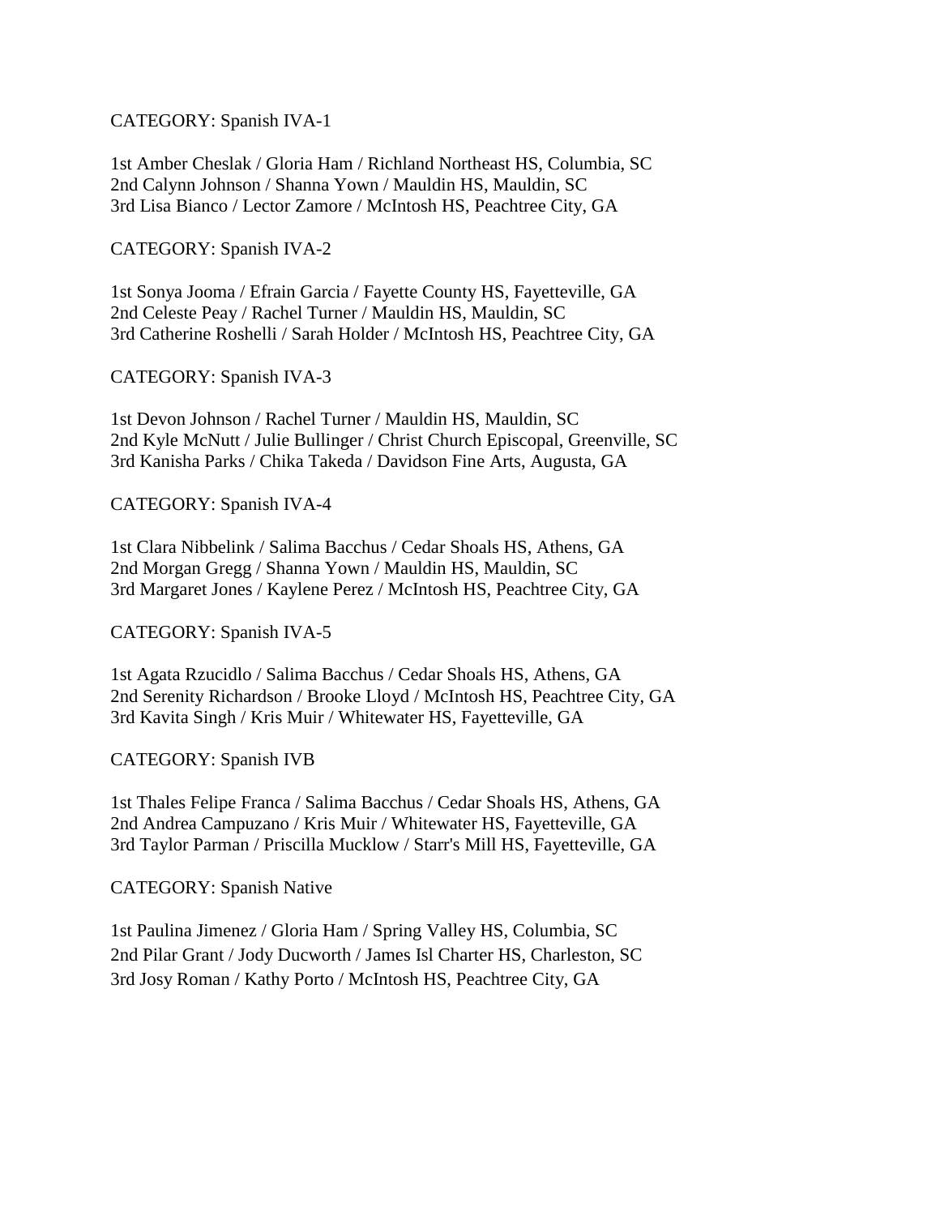CATEGORY: Spanish IVA-1

1st Amber Cheslak / Gloria Ham / Richland Northeast HS, Columbia, SC
2nd Calynn Johnson / Shanna Yown / Mauldin HS, Mauldin, SC
3rd Lisa Bianco / Lector Zamore / McIntosh HS, Peachtree City, GA

CATEGORY: Spanish IVA-2

1st Sonya Jooma / Efrain Garcia / Fayette County HS, Fayetteville, GA
2nd Celeste Peay / Rachel Turner / Mauldin HS, Mauldin, SC
3rd Catherine Roshelli / Sarah Holder / McIntosh HS, Peachtree City, GA

CATEGORY: Spanish IVA-3

1st Devon Johnson / Rachel Turner / Mauldin HS, Mauldin, SC
2nd Kyle McNutt / Julie Bullinger / Christ Church Episcopal, Greenville, SC
3rd Kanisha Parks / Chika Takeda / Davidson Fine Arts, Augusta, GA

CATEGORY: Spanish IVA-4

1st Clara Nibbelink / Salima Bacchus / Cedar Shoals HS, Athens, GA
2nd Morgan Gregg / Shanna Yown / Mauldin HS, Mauldin, SC
3rd Margaret Jones / Kaylene Perez / McIntosh HS, Peachtree City, GA

CATEGORY: Spanish IVA-5

1st Agata Rzucidlo / Salima Bacchus / Cedar Shoals HS, Athens, GA
2nd Serenity Richardson / Brooke Lloyd / McIntosh HS, Peachtree City, GA
3rd Kavita Singh / Kris Muir / Whitewater HS, Fayetteville, GA

CATEGORY: Spanish IVB

1st Thales Felipe Franca / Salima Bacchus / Cedar Shoals HS, Athens, GA
2nd Andrea Campuzano / Kris Muir / Whitewater HS, Fayetteville, GA
3rd Taylor Parman / Priscilla Mucklow / Starr's Mill HS, Fayetteville, GA

CATEGORY: Spanish Native

1st Paulina Jimenez / Gloria Ham / Spring Valley HS, Columbia, SC
2nd Pilar Grant / Jody Ducworth / James Isl Charter HS, Charleston, SC
3rd Josy Roman / Kathy Porto / McIntosh HS, Peachtree City, GA